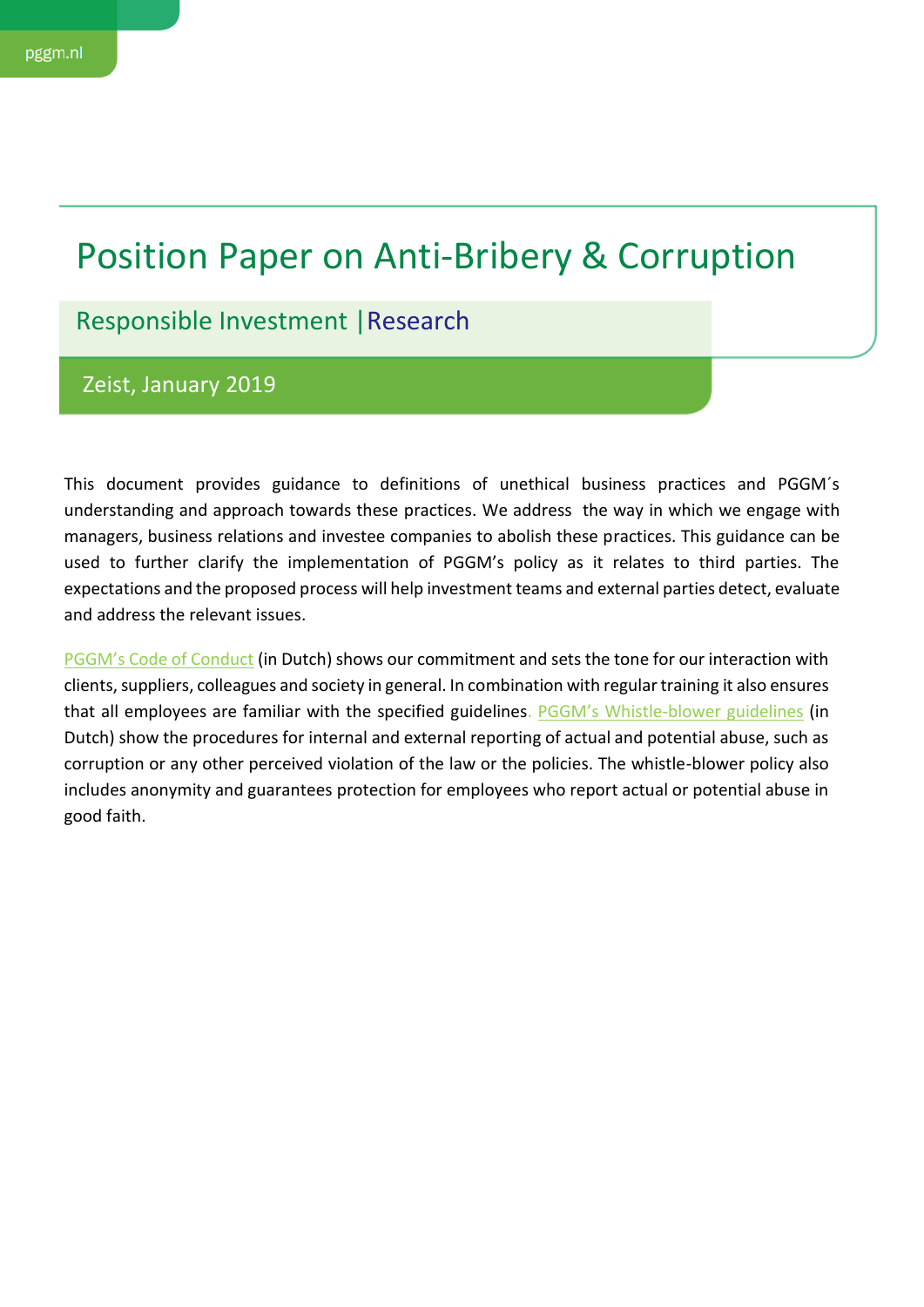# Position Paper on Anti-Bribery & Corruption

## Responsible Investment | Research

Zeist, January 2019

This document provides guidance to definitions of unethical business practices and PGGM´s understanding and approach towards these practices. We address the way in which we engage with managers, business relations and investee companies to abolish these practices. This guidance can be used to further clarify the implementation of PGGM's policy as it relates to third parties. The expectations and the proposed process will help investment teams and external parties detect, evaluate and address the relevant issues.

PGGM's Code of Conduct (in Dutch) shows our commitment and sets the tone for our interaction with clients, suppliers, colleagues and society in general. In combination with regular training it also ensures that all employees are familiar with the specified guidelines. PGGM's Whistle-blower guidelines (in Dutch) show the procedures for internal and external reporting of actual and potential abuse, such as corruption or any other perceived violation of the law or the policies. The whistle-blower policy also includes anonymity and guarantees protection for employees who report actual or potential abuse in good faith.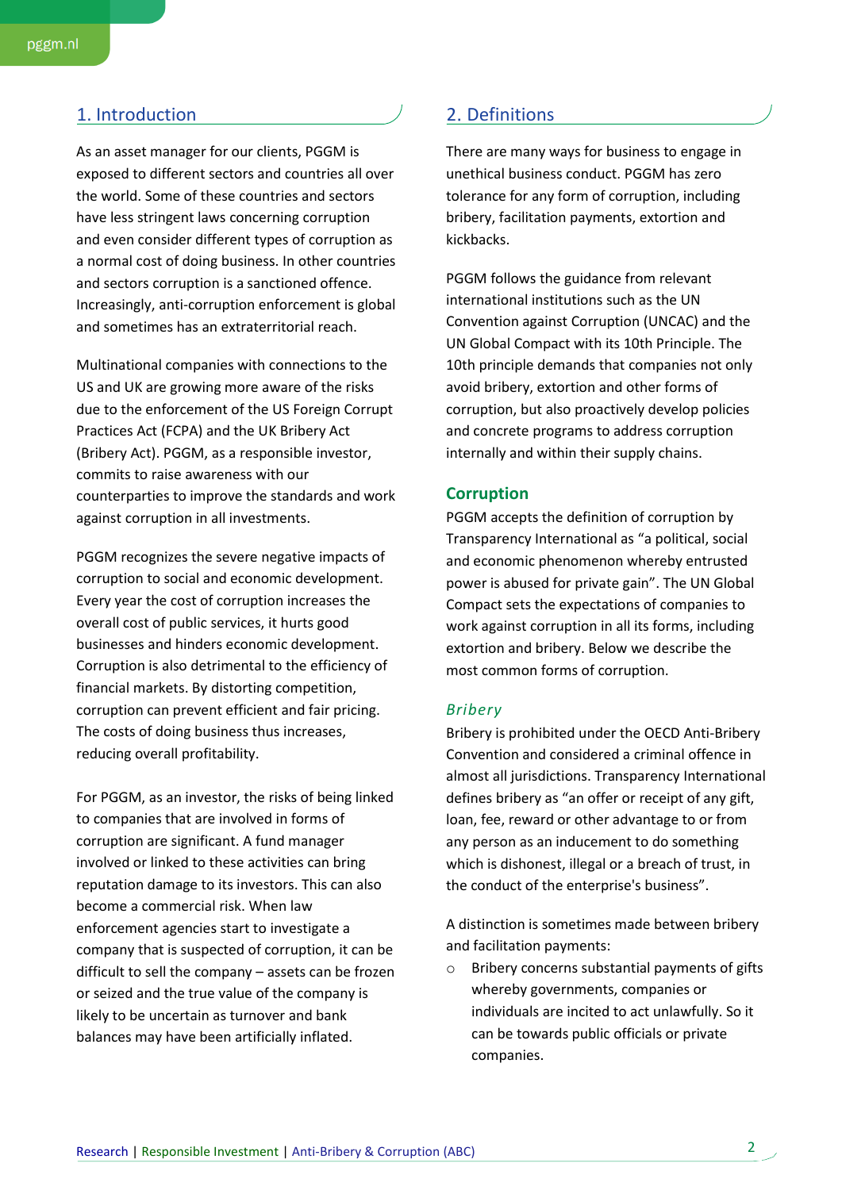## 1. Introduction

As an asset manager for our clients, PGGM is exposed to different sectors and countries all over the world. Some of these countries and sectors have less stringent laws concerning corruption and even consider different types of corruption as a normal cost of doing business. In other countries and sectors corruption is a sanctioned offence. Increasingly, anti-corruption enforcement is global and sometimes has an extraterritorial reach.

Multinational companies with connections to the US and UK are growing more aware of the risks due to the enforcement of the US Foreign Corrupt Practices Act (FCPA) and the UK Bribery Act (Bribery Act). PGGM, as a responsible investor, commits to raise awareness with our counterparties to improve the standards and work against corruption in all investments.

PGGM recognizes the severe negative impacts of corruption to social and economic development. Every year the cost of corruption increases the overall cost of public services, it hurts good businesses and hinders economic development. Corruption is also detrimental to the efficiency of financial markets. By distorting competition, corruption can prevent efficient and fair pricing. The costs of doing business thus increases, reducing overall profitability.

For PGGM, as an investor, the risks of being linked to companies that are involved in forms of corruption are significant. A fund manager involved or linked to these activities can bring reputation damage to its investors. This can also become a commercial risk. When law enforcement agencies start to investigate a company that is suspected of corruption, it can be difficult to sell the company – assets can be frozen or seized and the true value of the company is likely to be uncertain as turnover and bank balances may have been artificially inflated.

## 2. Definitions

There are many ways for business to engage in unethical business conduct. PGGM has zero tolerance for any form of corruption, including bribery, facilitation payments, extortion and kickbacks.

PGGM follows the guidance from relevant international institutions such as the UN Convention against Corruption (UNCAC) and the UN Global Compact with its 10th Principle. The 10th principle demands that companies not only avoid bribery, extortion and other forms of corruption, but also proactively develop policies and concrete programs to address corruption internally and within their supply chains.

### Corruption

PGGM accepts the definition of corruption by Transparency International as "a political, social and economic phenomenon whereby entrusted power is abused for private gain". The UN Global Compact sets the expectations of companies to work against corruption in all its forms, including extortion and bribery. Below we describe the most common forms of corruption.

#### *Bribery*

Bribery is prohibited under the OECD Anti-Bribery Convention and considered a criminal offence in almost all jurisdictions. Transparency International defines bribery as "an offer or receipt of any gift, loan, fee, reward or other advantage to or from any person as an inducement to do something which is dishonest, illegal or a breach of trust, in the conduct of the enterprise's business".

A distinction is sometimes made between bribery and facilitation payments:

- Bribery concerns substantial payments of gifts whereby governments, companies or individuals are incited to act unlawfully. So it can be towards public officials or private companies.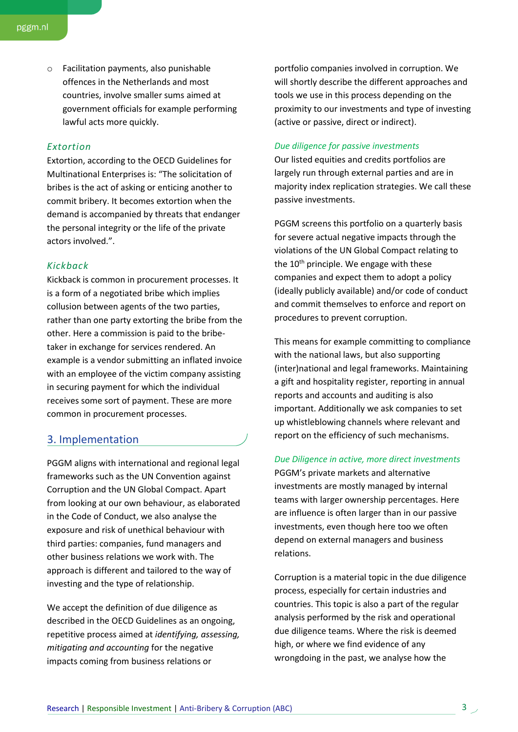- Facilitation payments, also punishable offences in the Netherlands and most countries, involve smaller sums aimed at government officials for example performing lawful acts more quickly.

### *Extortion*

Extortion, according to the OECD Guidelines for Multinational Enterprises is: "The solicitation of bribes is the act of asking or enticing another to commit bribery. It becomes extortion when the demand is accompanied by threats that endanger the personal integrity or the life of the private actors involved.".

### *Kickback*

Kickback is common in procurement processes. It is a form of a negotiated bribe which implies collusion between agents of the two parties, rather than one party extorting the bribe from the other. Here a commission is paid to the bribe-taker in exchange for services rendered. An example is a vendor submitting an inflated invoice with an employee of the victim company assisting in securing payment for which the individual receives some sort of payment. These are more common in procurement processes.

## 3. Implementation

PGGM aligns with international and regional legal frameworks such as the UN Convention against Corruption and the UN Global Compact. Apart from looking at our own behaviour, as elaborated in the Code of Conduct, we also analyse the exposure and risk of unethical behaviour with third parties: companies, fund managers and other business relations we work with. The approach is different and tailored to the way of investing and the type of relationship.

We accept the definition of due diligence as described in the OECD Guidelines as an ongoing, repetitive process aimed at *identifying, assessing, mitigating and accounting* for the negative impacts coming from business relations or portfolio companies involved in corruption. We will shortly describe the different approaches and tools we use in this process depending on the proximity to our investments and type of investing (active or passive, direct or indirect).

### *Due diligence for passive investments*

Our listed equities and credits portfolios are largely run through external parties and are in majority index replication strategies. We call these passive investments.

PGGM screens this portfolio on a quarterly basis for severe actual negative impacts through the violations of the UN Global Compact relating to the 10th principle. We engage with these companies and expect them to adopt a policy (ideally publicly available) and/or code of conduct and commit themselves to enforce and report on procedures to prevent corruption.

This means for example committing to compliance with the national laws, but also supporting (inter)national and legal frameworks. Maintaining a gift and hospitality register, reporting in annual reports and accounts and auditing is also important. Additionally we ask companies to set up whistleblowing channels where relevant and report on the efficiency of such mechanisms.

### *Due Diligence in active, more direct investments*

PGGM's private markets and alternative investments are mostly managed by internal teams with larger ownership percentages. Here are influence is often larger than in our passive investments, even though here too we often depend on external managers and business relations.

Corruption is a material topic in the due diligence process, especially for certain industries and countries. This topic is also a part of the regular analysis performed by the risk and operational due diligence teams. Where the risk is deemed high, or where we find evidence of any wrongdoing in the past, we analyse how the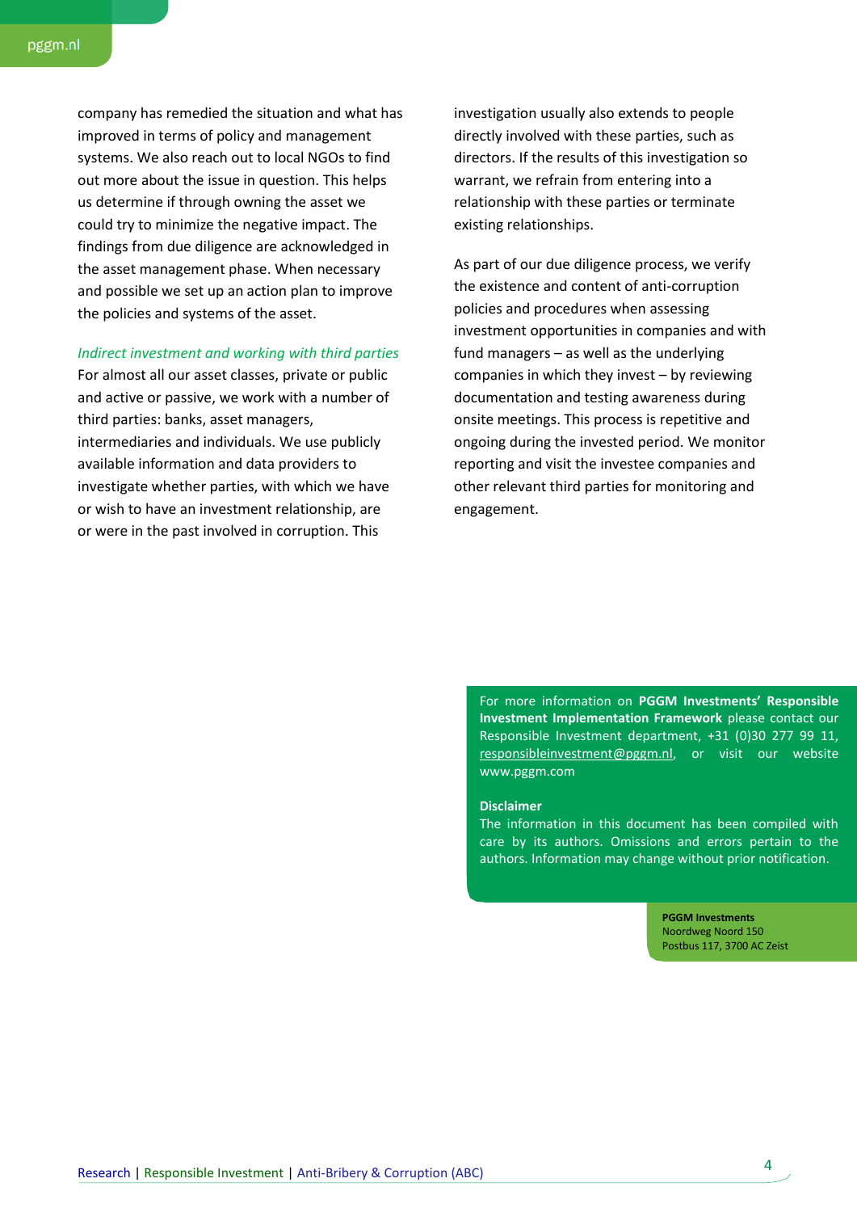company has remedied the situation and what has improved in terms of policy and management systems. We also reach out to local NGOs to find out more about the issue in question. This helps us determine if through owning the asset we could try to minimize the negative impact. The findings from due diligence are acknowledged in the asset management phase. When necessary and possible we set up an action plan to improve the policies and systems of the asset.

*Indirect investment and working with third parties*

For almost all our asset classes, private or public and active or passive, we work with a number of third parties: banks, asset managers, intermediaries and individuals. We use publicly available information and data providers to investigate whether parties, with which we have or wish to have an investment relationship, are or were in the past involved in corruption. This investigation usually also extends to people directly involved with these parties, such as directors. If the results of this investigation so warrant, we refrain from entering into a relationship with these parties or terminate existing relationships.

As part of our due diligence process, we verify the existence and content of anti-corruption policies and procedures when assessing investment opportunities in companies and with fund managers – as well as the underlying companies in which they invest – by reviewing documentation and testing awareness during onsite meetings. This process is repetitive and ongoing during the invested period. We monitor reporting and visit the investee companies and other relevant third parties for monitoring and engagement.

For more information on **PGGM Investments' Responsible Investment Implementation Framework** please contact our Responsible Investment department, +31 (0)30 277 99 11, responsibleinvestment@pggm.nl, or visit our website www.pggm.com

**Disclaimer**

The information in this document has been compiled with care by its authors. Omissions and errors pertain to the authors. Information may change without prior notification.

**PGGM Investments**
Noordweg Noord 150
Postbus 117, 3700 AC Zeist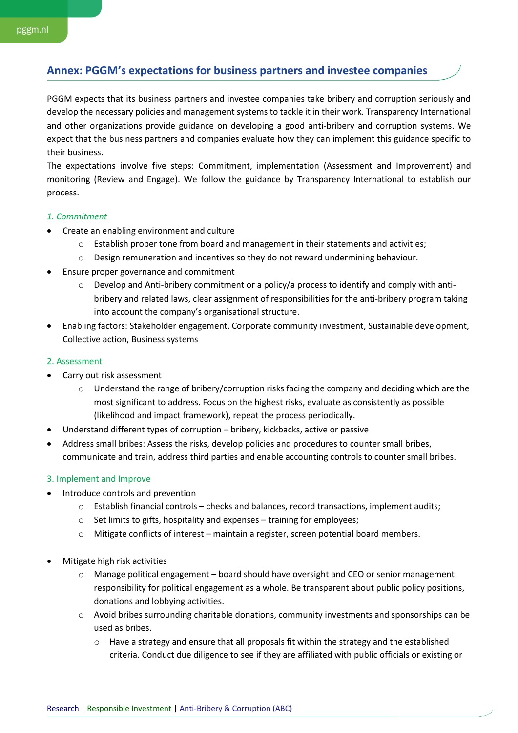## Annex: PGGM's expectations for business partners and investee companies

PGGM expects that its business partners and investee companies take bribery and corruption seriously and develop the necessary policies and management systems to tackle it in their work. Transparency International and other organizations provide guidance on developing a good anti-bribery and corruption systems. We expect that the business partners and companies evaluate how they can implement this guidance specific to their business.

The expectations involve five steps: Commitment, implementation (Assessment and Improvement) and monitoring (Review and Engage). We follow the guidance by Transparency International to establish our process.

### *1. Commitment*

- Create an enabling environment and culture
  - Establish proper tone from board and management in their statements and activities;
  - Design remuneration and incentives so they do not reward undermining behaviour.
- Ensure proper governance and commitment
  - Develop and Anti-bribery commitment or a policy/a process to identify and comply with anti-bribery and related laws, clear assignment of responsibilities for the anti-bribery program taking into account the company's organisational structure.
- Enabling factors: Stakeholder engagement, Corporate community investment, Sustainable development, Collective action, Business systems

### 2. Assessment

- Carry out risk assessment
  - Understand the range of bribery/corruption risks facing the company and deciding which are the most significant to address. Focus on the highest risks, evaluate as consistently as possible (likelihood and impact framework), repeat the process periodically.
- Understand different types of corruption – bribery, kickbacks, active or passive
- Address small bribes: Assess the risks, develop policies and procedures to counter small bribes, communicate and train, address third parties and enable accounting controls to counter small bribes.

### 3. Implement and Improve

- Introduce controls and prevention
  - Establish financial controls – checks and balances, record transactions, implement audits;
  - Set limits to gifts, hospitality and expenses – training for employees;
  - Mitigate conflicts of interest – maintain a register, screen potential board members.

- Mitigate high risk activities
  - Manage political engagement – board should have oversight and CEO or senior management responsibility for political engagement as a whole. Be transparent about public policy positions, donations and lobbying activities.
  - Avoid bribes surrounding charitable donations, community investments and sponsorships can be used as bribes.
    - Have a strategy and ensure that all proposals fit within the strategy and the established criteria. Conduct due diligence to see if they are affiliated with public officials or existing or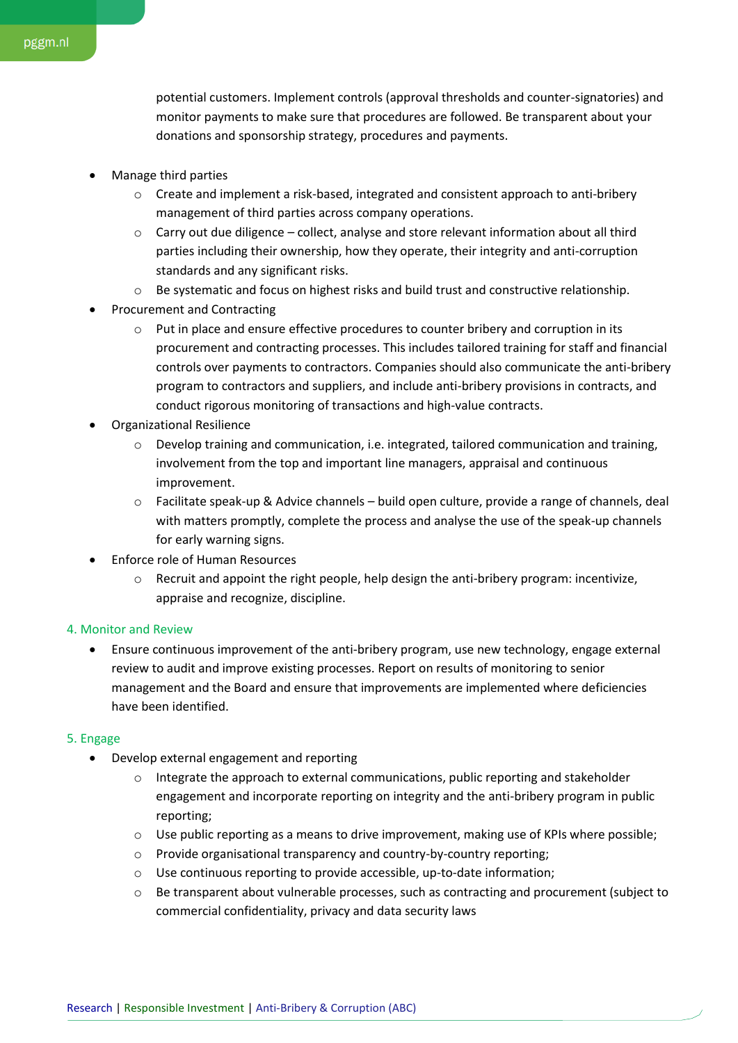potential customers. Implement controls (approval thresholds and counter-signatories) and monitor payments to make sure that procedures are followed. Be transparent about your donations and sponsorship strategy, procedures and payments.

- Manage third parties
  - Create and implement a risk-based, integrated and consistent approach to anti-bribery management of third parties across company operations.
  - Carry out due diligence – collect, analyse and store relevant information about all third parties including their ownership, how they operate, their integrity and anti-corruption standards and any significant risks.
  - Be systematic and focus on highest risks and build trust and constructive relationship.
- Procurement and Contracting
  - Put in place and ensure effective procedures to counter bribery and corruption in its procurement and contracting processes. This includes tailored training for staff and financial controls over payments to contractors. Companies should also communicate the anti-bribery program to contractors and suppliers, and include anti-bribery provisions in contracts, and conduct rigorous monitoring of transactions and high-value contracts.
- Organizational Resilience
  - Develop training and communication, i.e. integrated, tailored communication and training, involvement from the top and important line managers, appraisal and continuous improvement.
  - Facilitate speak-up & Advice channels – build open culture, provide a range of channels, deal with matters promptly, complete the process and analyse the use of the speak-up channels for early warning signs.
- Enforce role of Human Resources
  - Recruit and appoint the right people, help design the anti-bribery program: incentivize, appraise and recognize, discipline.

### 4. Monitor and Review

- Ensure continuous improvement of the anti-bribery program, use new technology, engage external review to audit and improve existing processes. Report on results of monitoring to senior management and the Board and ensure that improvements are implemented where deficiencies have been identified.

### 5. Engage

- Develop external engagement and reporting
  - Integrate the approach to external communications, public reporting and stakeholder engagement and incorporate reporting on integrity and the anti-bribery program in public reporting;
  - Use public reporting as a means to drive improvement, making use of KPIs where possible;
  - Provide organisational transparency and country-by-country reporting;
  - Use continuous reporting to provide accessible, up-to-date information;
  - Be transparent about vulnerable processes, such as contracting and procurement (subject to commercial confidentiality, privacy and data security laws